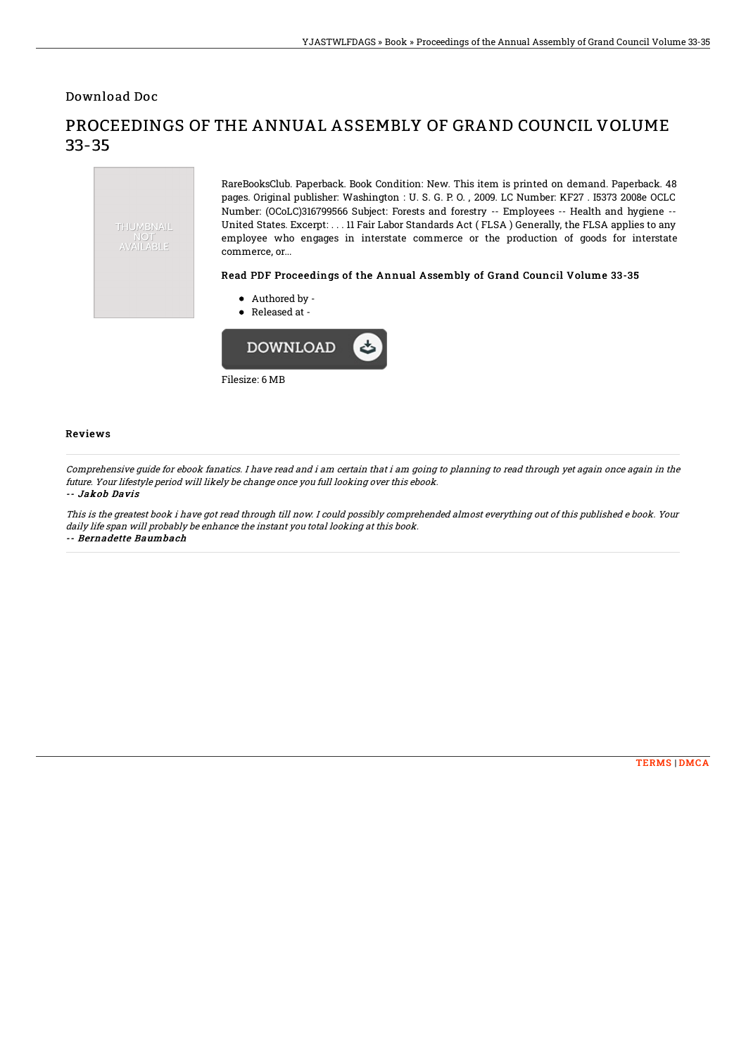Download Doc

# PROCEEDINGS OF THE ANNUAL ASSEMBLY OF GRAND COUNCIL VOLUME 33-35

THUMBNAIL NOT AVAILABLE

RareBooksClub. Paperback. Book Condition: New. This item is printed on demand. Paperback. 48 pages. Original publisher: Washington : U. S. G. P. O. , 2009. LC Number: KF27 . I5373 2008e OCLC Number: (OCoLC)316799566 Subject: Forests and forestry -- Employees -- Health and hygiene -- United States. Excerpt: . . . 11 Fair Labor Standards Act ( FLSA ) Generally, the FLSA applies to any employee who engages in interstate commerce or the production of goods for interstate commerce, or...

### Read PDF Proceedings of the Annual Assembly of Grand Council Volume 33-35

- Authored by -
- Released at -

DOWNLOAD

Filesize: 6 MB

## Reviews

*Comprehensive guide for ebook fanatics. I have read and i am certain that i am going to planning to read through yet again once again in the future. Your lifestyle period will likely be change once you full looking over this ebook.*

*-- Jakob Davis*

*This is the greatest book i have got read through till now. I could possibly comprehended almost everything out of this published e book. Your daily life span will probably be enhance the instant you total looking at this book.*

*-- Bernadette Baumbach*

TERMS | DMCA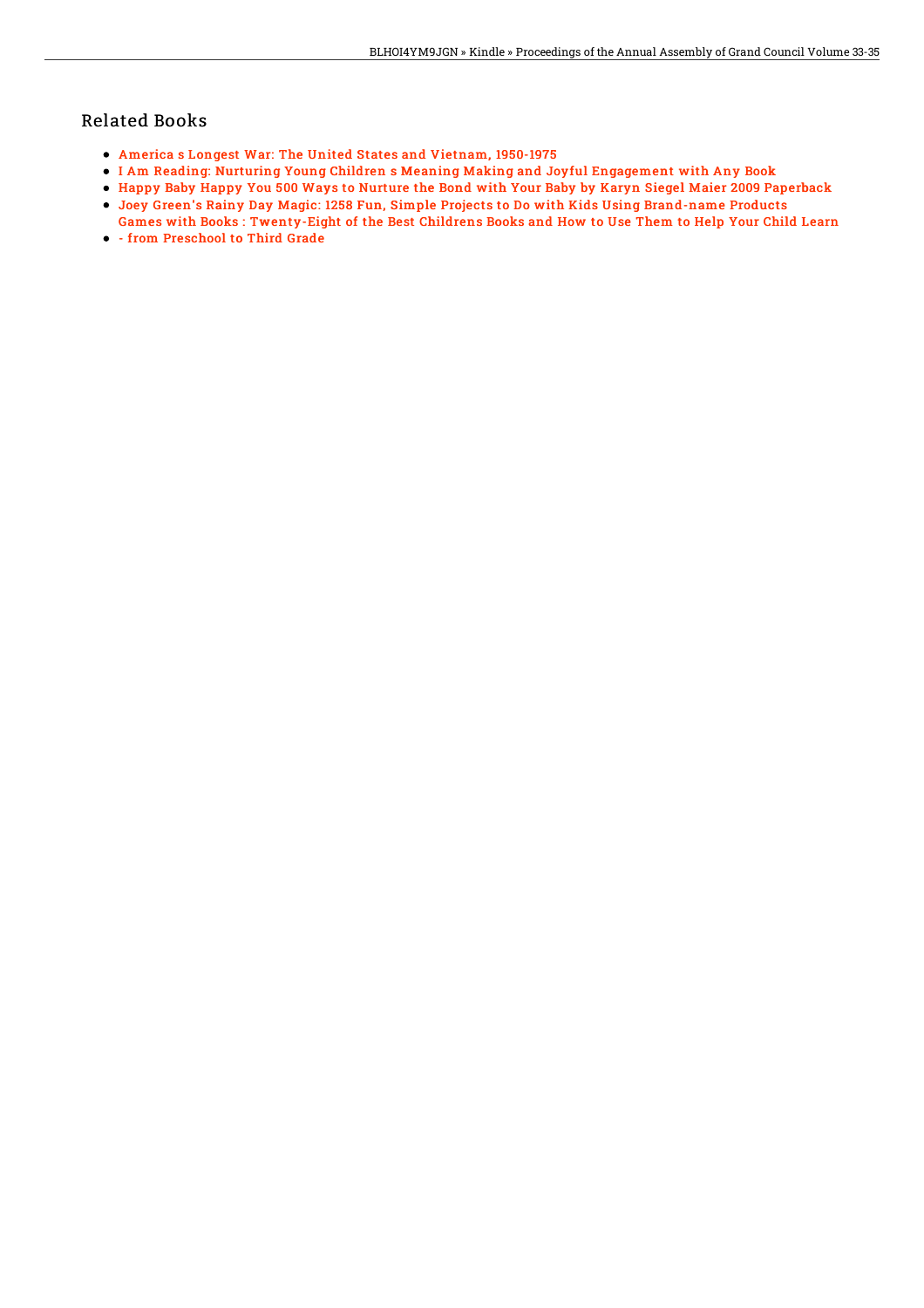## Related Books

- America s Longest War: The United States and Vietnam, 1950-1975
- I Am Reading: Nurturing Young Children s Meaning Making and Joyful Engagement with Any Book
- Happy Baby Happy You 500 Ways to Nurture the Bond with Your Baby by Karyn Siegel Maier 2009 Paperback
- Joey Green's Rainy Day Magic: 1258 Fun, Simple Projects to Do with Kids Using Brand-name Products
- Games with Books : Twenty-Eight of the Best Childrens Books and How to Use Them to Help Your Child Learn - from Preschool to Third Grade